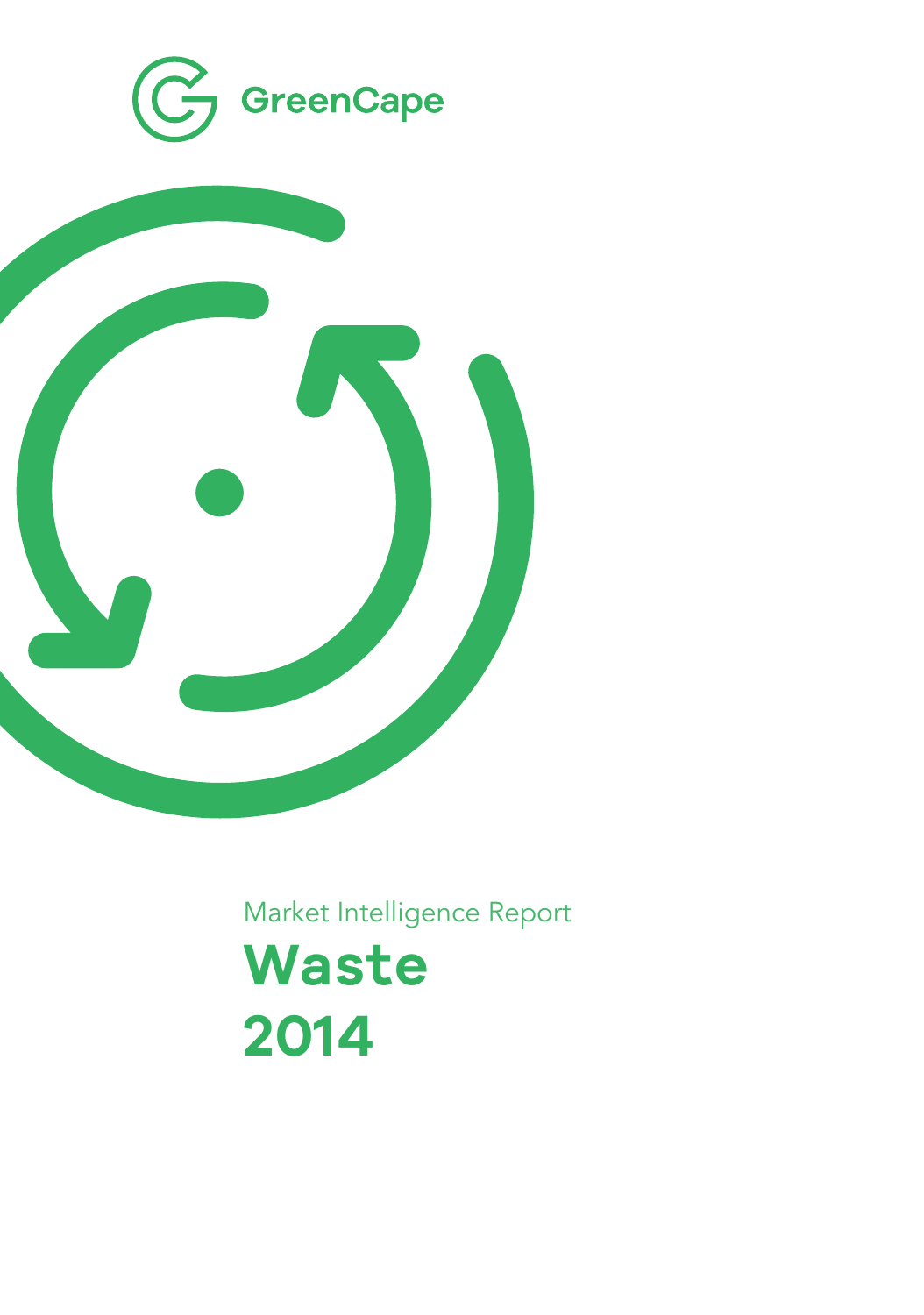GreenCape

Market Intelligence Report

# Waste 2014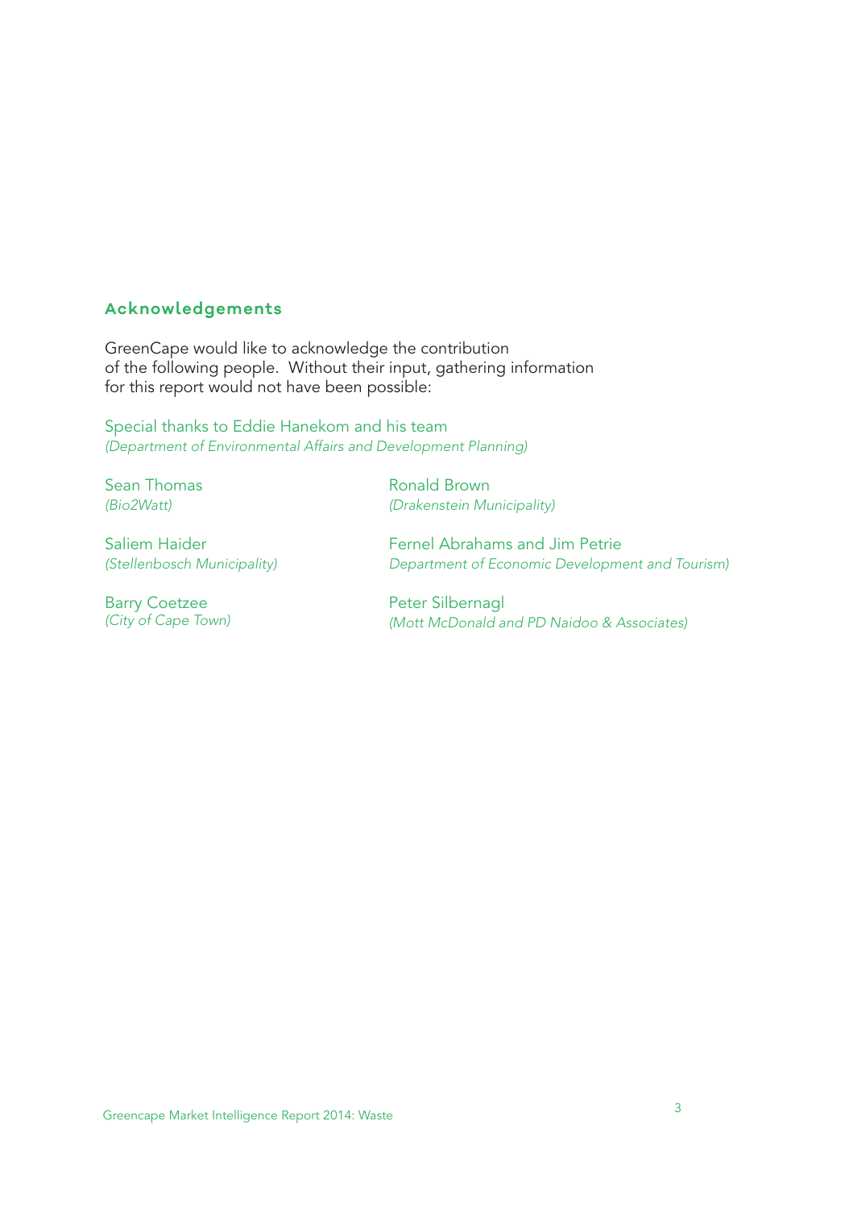## Acknowledgements

GreenCape would like to acknowledge the contribution of the following people. Without their input, gathering information for this report would not have been possible:

Special thanks to Eddie Hanekom and his team
*(Department of Environmental Affairs and Development Planning)*

Sean Thomas
*(Bio2Watt)*

Saliem Haider
*(Stellenbosch Municipality)*

Barry Coetzee
*(City of Cape Town)*

Ronald Brown
*(Drakenstein Municipality)*

Fernel Abrahams and Jim Petrie
*Department of Economic Development and Tourism)*

Peter Silbernagl
*(Mott McDonald and PD Naidoo & Associates)*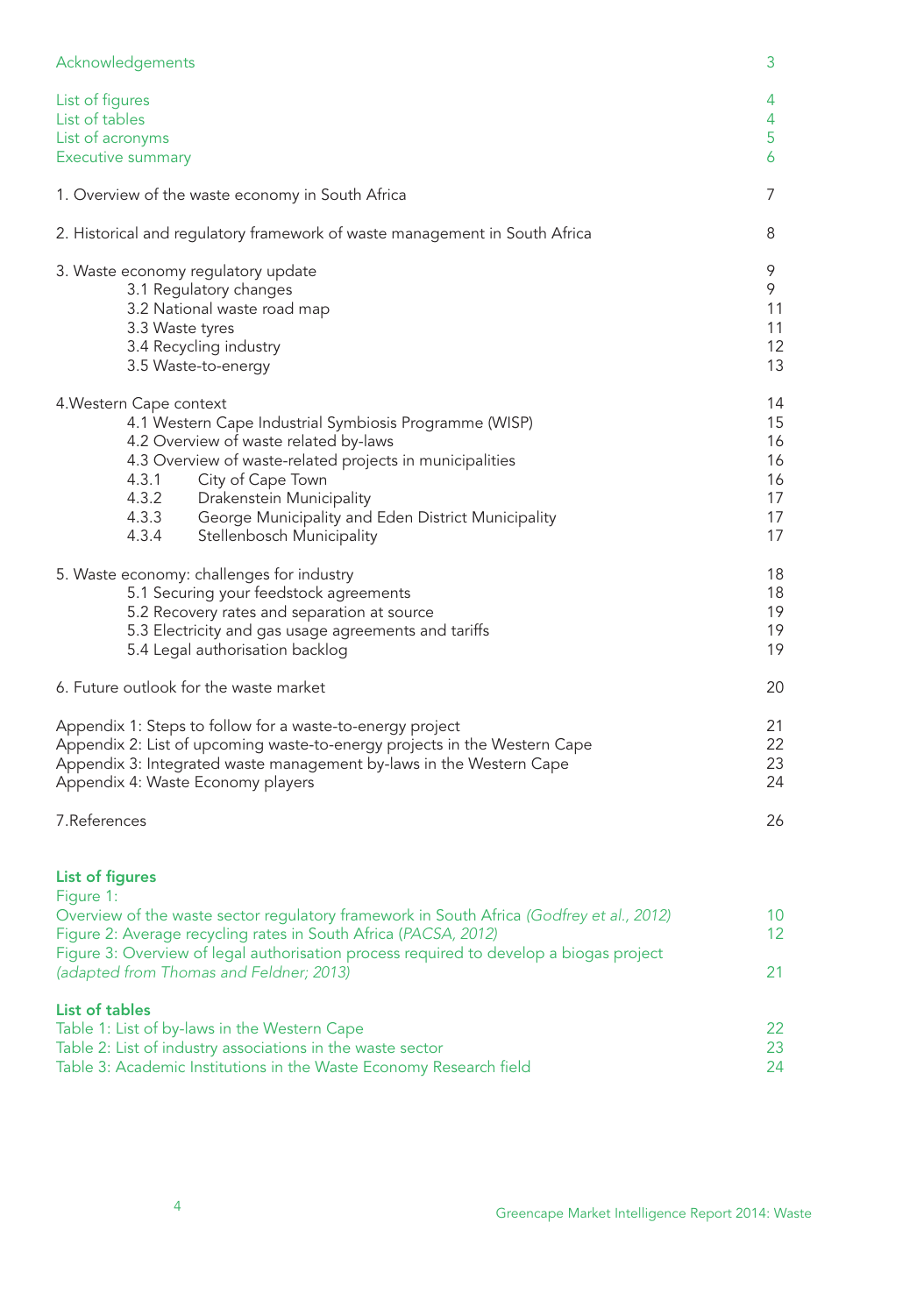| | |
|---|---|
| Acknowledgements | 3 |
| List of figures | 4 |
| List of tables | 4 |
| List of acronyms | 5 |
| Executive summary | 6 |
| 1. Overview of the waste economy in South Africa | 7 |
| 2. Historical and regulatory framework of waste management in South Africa | 8 |
| 3. Waste economy regulatory update | 9 |
| 3.1 Regulatory changes | 9 |
| 3.2 National waste road map | 11 |
| 3.3 Waste tyres | 11 |
| 3.4 Recycling industry | 12 |
| 3.5 Waste-to-energy | 13 |
| 4.Western Cape context | 14 |
| 4.1 Western Cape Industrial Symbiosis Programme (WISP) | 15 |
| 4.2 Overview of waste related by-laws | 16 |
| 4.3 Overview of waste-related projects in municipalities | 16 |
| 4.3.1 City of Cape Town | 16 |
| 4.3.2 Drakenstein Municipality | 17 |
| 4.3.3 George Municipality and Eden District Municipality | 17 |
| 4.3.4 Stellenbosch Municipality | 17 |
| 5. Waste economy: challenges for industry | 18 |
| 5.1 Securing your feedstock agreements | 18 |
| 5.2 Recovery rates and separation at source | 19 |
| 5.3 Electricity and gas usage agreements and tariffs | 19 |
| 5.4 Legal authorisation backlog | 19 |
| 6. Future outlook for the waste market | 20 |
| Appendix 1: Steps to follow for a waste-to-energy project | 21 |
| Appendix 2: List of upcoming waste-to-energy projects in the Western Cape | 22 |
| Appendix 3: Integrated waste management by-laws in the Western Cape | 23 |
| Appendix 4: Waste Economy players | 24 |
| 7.References | 26 |

## List of figures

| | |
|---|---|
| Figure 1: Overview of the waste sector regulatory framework in South Africa *(Godfrey et al., 2012)* | 10 |
| Figure 2: Average recycling rates in South Africa (*PACSA, 2012)* | 12 |
| Figure 3: Overview of legal authorisation process required to develop a biogas project *(adapted from Thomas and Feldner; 2013)* | 21 |

## List of tables

| | |
|---|---|
| Table 1: List of by-laws in the Western Cape | 22 |
| Table 2: List of industry associations in the waste sector | 23 |
| Table 3: Academic Institutions in the Waste Economy Research field | 24 |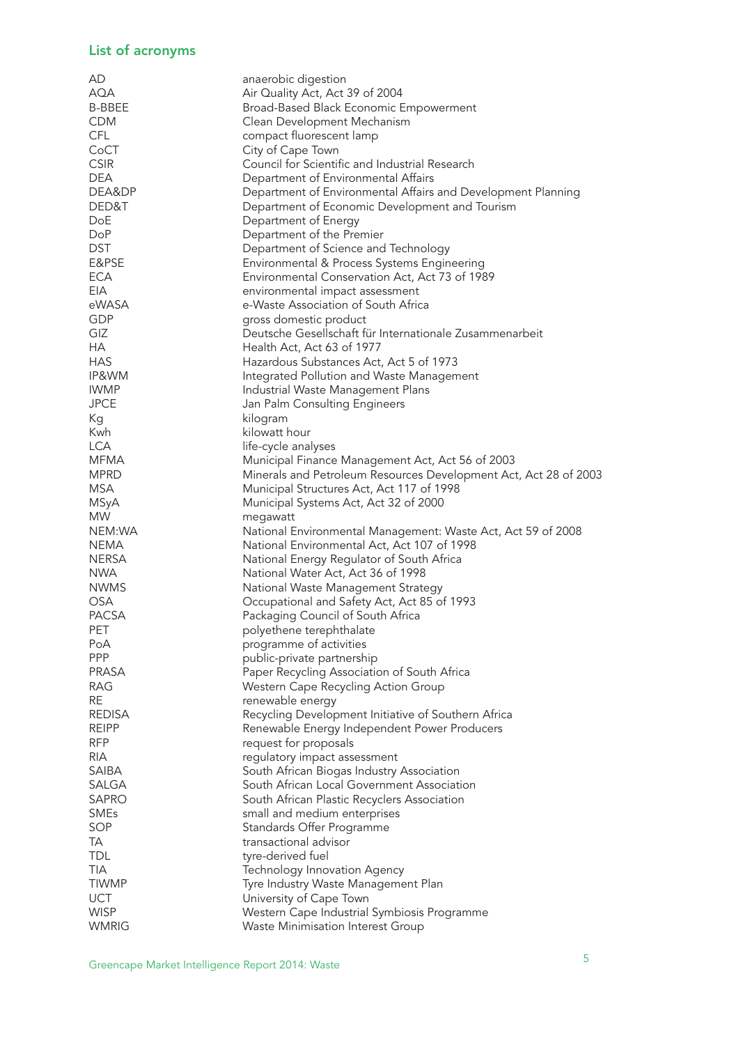## List of acronyms

| | |
|---|---|
| AD | anaerobic digestion |
| AQA | Air Quality Act, Act 39 of 2004 |
| B-BBEE | Broad-Based Black Economic Empowerment |
| CDM | Clean Development Mechanism |
| CFL | compact fluorescent lamp |
| CoCT | City of Cape Town |
| CSIR | Council for Scientific and Industrial Research |
| DEA | Department of Environmental Affairs |
| DEA&DP | Department of Environmental Affairs and Development Planning |
| DED&T | Department of Economic Development and Tourism |
| DoE | Department of Energy |
| DoP | Department of the Premier |
| DST | Department of Science and Technology |
| E&PSE | Environmental & Process Systems Engineering |
| ECA | Environmental Conservation Act, Act 73 of 1989 |
| EIA | environmental impact assessment |
| eWASA | e-Waste Association of South Africa |
| GDP | gross domestic product |
| GIZ | Deutsche Gesellschaft für Internationale Zusammenarbeit |
| HA | Health Act, Act 63 of 1977 |
| HAS | Hazardous Substances Act, Act 5 of 1973 |
| IP&WM | Integrated Pollution and Waste Management |
| IWMP | Industrial Waste Management Plans |
| JPCE | Jan Palm Consulting Engineers |
| Kg | kilogram |
| Kwh | kilowatt hour |
| LCA | life-cycle analyses |
| MFMA | Municipal Finance Management Act, Act 56 of 2003 |
| MPRD | Minerals and Petroleum Resources Development Act, Act 28 of 2003 |
| MSA | Municipal Structures Act, Act 117 of 1998 |
| MSyA | Municipal Systems Act, Act 32 of 2000 |
| MW | megawatt |
| NEM:WA | National Environmental Management: Waste Act, Act 59 of 2008 |
| NEMA | National Environmental Act, Act 107 of 1998 |
| NERSA | National Energy Regulator of South Africa |
| NWA | National Water Act, Act 36 of 1998 |
| NWMS | National Waste Management Strategy |
| OSA | Occupational and Safety Act, Act 85 of 1993 |
| PACSA | Packaging Council of South Africa |
| PET | polyethene terephthalate |
| PoA | programme of activities |
| PPP | public-private partnership |
| PRASA | Paper Recycling Association of South Africa |
| RAG | Western Cape Recycling Action Group |
| RE | renewable energy |
| REDISA | Recycling Development Initiative of Southern Africa |
| REIPP | Renewable Energy Independent Power Producers |
| RFP | request for proposals |
| RIA | regulatory impact assessment |
| SAIBA | South African Biogas Industry Association |
| SALGA | South African Local Government Association |
| SAPRO | South African Plastic Recyclers Association |
| SMEs | small and medium enterprises |
| SOP | Standards Offer Programme |
| TA | transactional advisor |
| TDL | tyre-derived fuel |
| TIA | Technology Innovation Agency |
| TIWMP | Tyre Industry Waste Management Plan |
| UCT | University of Cape Town |
| WISP | Western Cape Industrial Symbiosis Programme |
| WMRIG | Waste Minimisation Interest Group |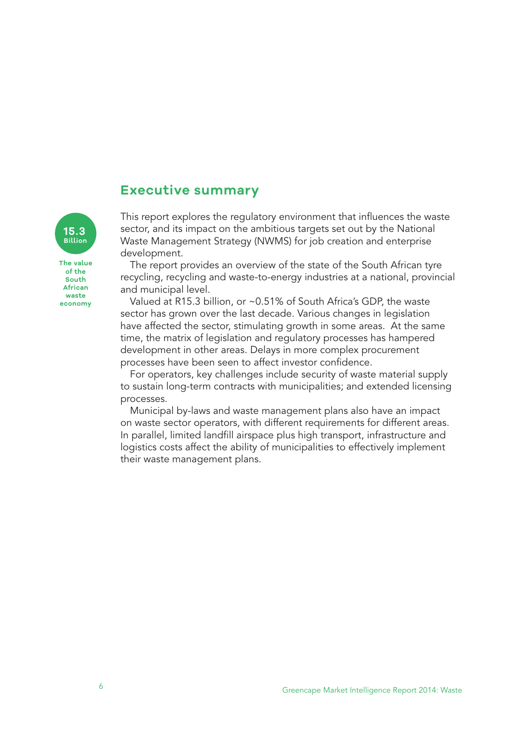## Executive summary

**15.3 Billion**

**The value of the South African waste economy**

This report explores the regulatory environment that influences the waste sector, and its impact on the ambitious targets set out by the National Waste Management Strategy (NWMS) for job creation and enterprise development.

The report provides an overview of the state of the South African tyre recycling, recycling and waste-to-energy industries at a national, provincial and municipal level.

Valued at R15.3 billion, or ~0.51% of South Africa's GDP, the waste sector has grown over the last decade. Various changes in legislation have affected the sector, stimulating growth in some areas. At the same time, the matrix of legislation and regulatory processes has hampered development in other areas. Delays in more complex procurement processes have been seen to affect investor confidence.

For operators, key challenges include security of waste material supply to sustain long-term contracts with municipalities; and extended licensing processes.

Municipal by-laws and waste management plans also have an impact on waste sector operators, with different requirements for different areas. In parallel, limited landfill airspace plus high transport, infrastructure and logistics costs affect the ability of municipalities to effectively implement their waste management plans.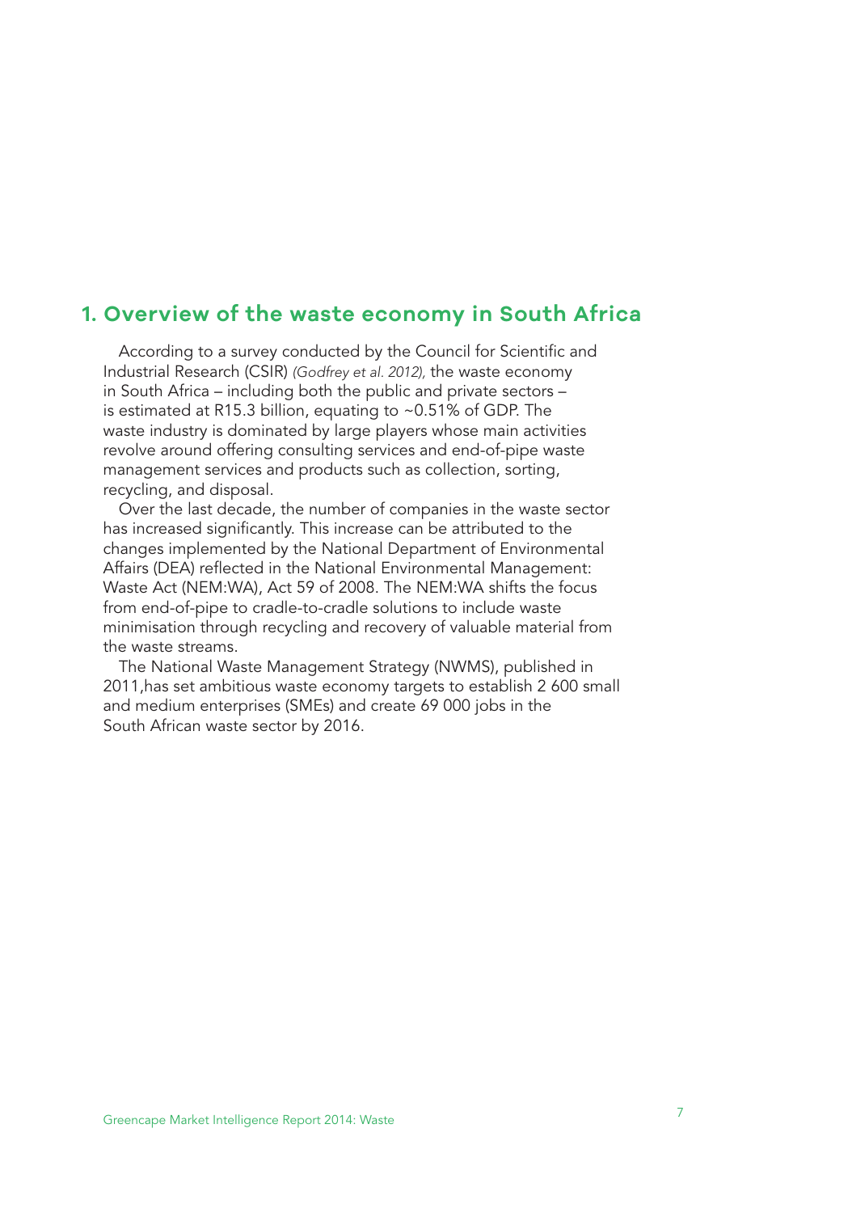# 1. Overview of the waste economy in South Africa

According to a survey conducted by the Council for Scientific and Industrial Research (CSIR) *(Godfrey et al. 2012),* the waste economy in South Africa – including both the public and private sectors – is estimated at R15.3 billion, equating to ~0.51% of GDP. The waste industry is dominated by large players whose main activities revolve around offering consulting services and end-of-pipe waste management services and products such as collection, sorting, recycling, and disposal.

Over the last decade, the number of companies in the waste sector has increased significantly. This increase can be attributed to the changes implemented by the National Department of Environmental Affairs (DEA) reflected in the National Environmental Management: Waste Act (NEM:WA), Act 59 of 2008. The NEM:WA shifts the focus from end-of-pipe to cradle-to-cradle solutions to include waste minimisation through recycling and recovery of valuable material from the waste streams.

The National Waste Management Strategy (NWMS), published in 2011,has set ambitious waste economy targets to establish 2 600 small and medium enterprises (SMEs) and create 69 000 jobs in the South African waste sector by 2016.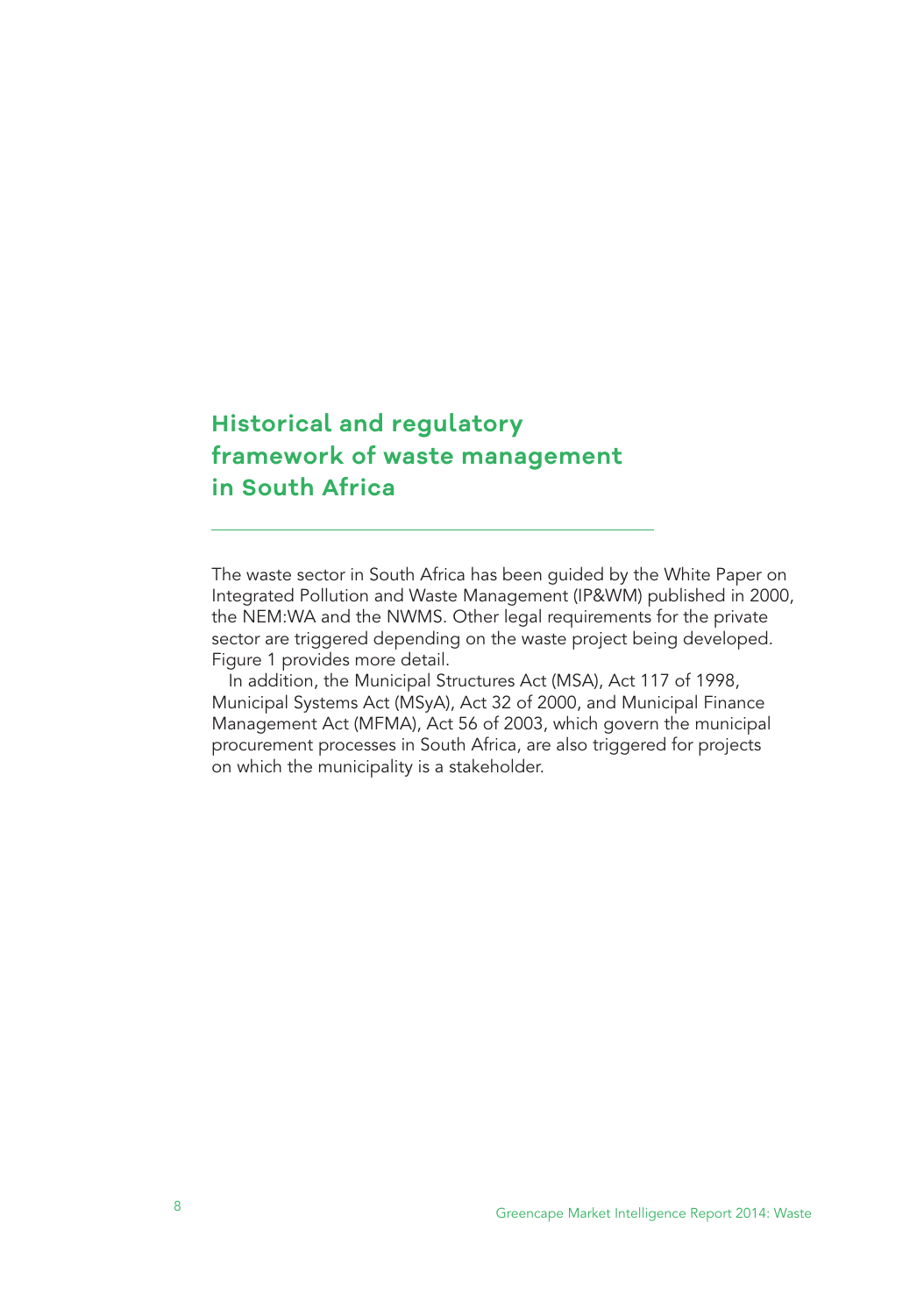# Historical and regulatory framework of waste management in South Africa

The waste sector in South Africa has been guided by the White Paper on Integrated Pollution and Waste Management (IP&WM) published in 2000, the NEM:WA and the NWMS. Other legal requirements for the private sector are triggered depending on the waste project being developed. Figure 1 provides more detail.

In addition, the Municipal Structures Act (MSA), Act 117 of 1998, Municipal Systems Act (MSyA), Act 32 of 2000, and Municipal Finance Management Act (MFMA), Act 56 of 2003, which govern the municipal procurement processes in South Africa, are also triggered for projects on which the municipality is a stakeholder.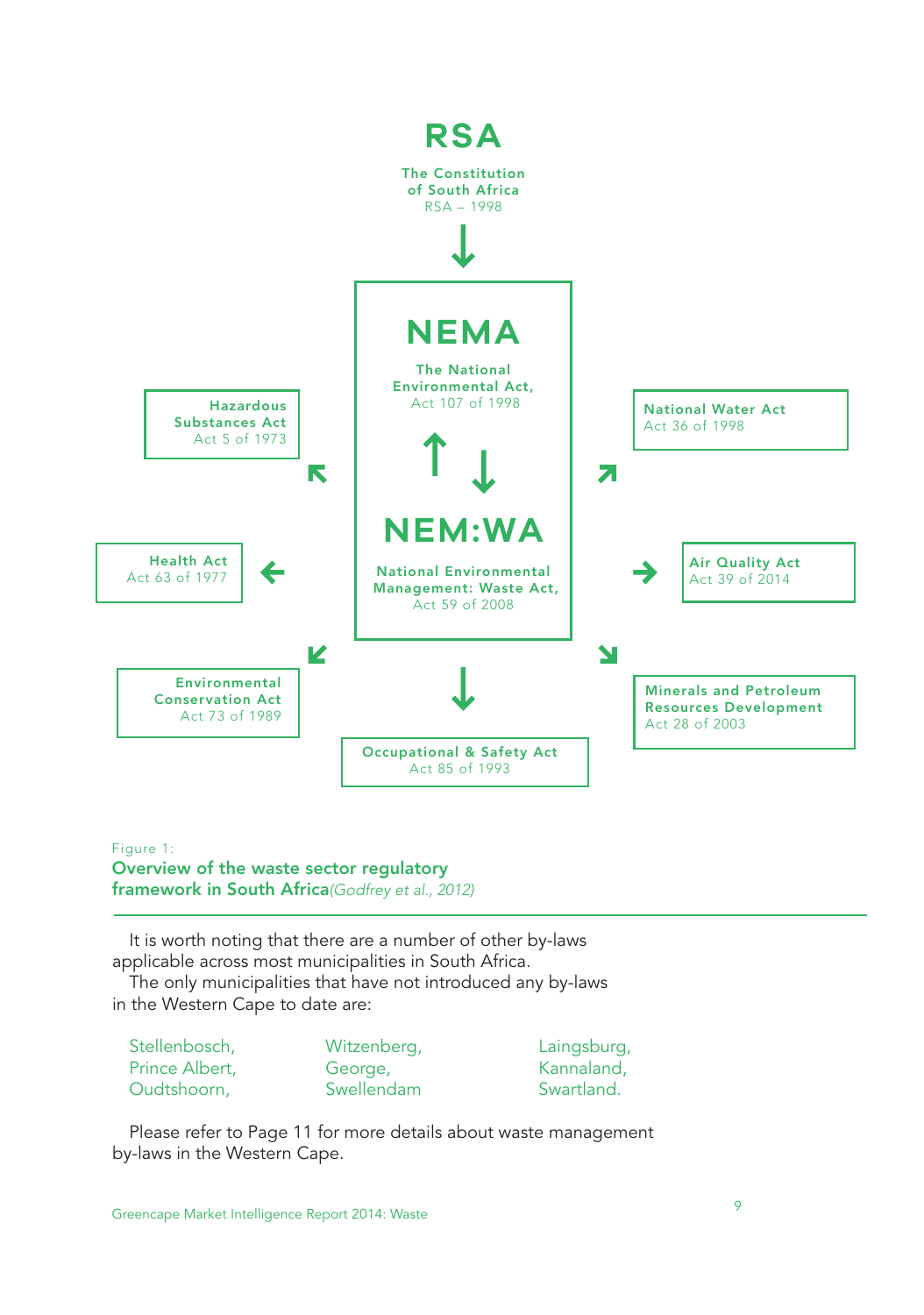**RSA**

**The Constitution of South Africa**
RSA – 1998

**NEMA**

**The National Environmental Act,**
Act 107 of 1998

**NEM:WA**

**National Environmental Management: Waste Act,**
Act 59 of 2008

**Hazardous Substances Act**
Act 5 of 1973

**Health Act**
Act 63 of 1977

**Environmental Conservation Act**
Act 73 of 1989

**Occupational & Safety Act**
Act 85 of 1993

**National Water Act**
Act 36 of 1998

**Air Quality Act**
Act 39 of 2014

**Minerals and Petroleum Resources Development**
Act 28 of 2003

Figure 1:
**Overview of the waste sector regulatory framework in South Africa***(Godfrey et al., 2012)*

It is worth noting that there are a number of other by-laws applicable across most municipalities in South Africa.

The only municipalities that have not introduced any by-laws in the Western Cape to date are:

Stellenbosch,
Prince Albert,
Oudtshoorn,
Witzenberg,
George,
Swellendam
Laingsburg,
Kannaland,
Swartland.

Please refer to Page 11 for more details about waste management by-laws in the Western Cape.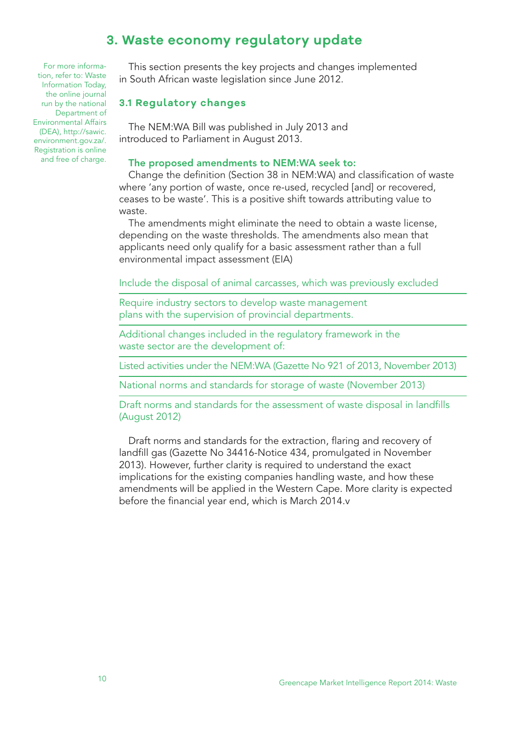# 3. Waste economy regulatory update

For more information, refer to: Waste Information Today, the online journal run by the national Department of Environmental Affairs (DEA), http://sawic.environment.gov.za/. Registration is online and free of charge.

This section presents the key projects and changes implemented in South African waste legislation since June 2012.

## 3.1 Regulatory changes

The NEM:WA Bill was published in July 2013 and introduced to Parliament in August 2013.

**The proposed amendments to NEM:WA seek to:**

Change the definition (Section 38 in NEM:WA) and classification of waste where 'any portion of waste, once re-used, recycled [and] or recovered, ceases to be waste'. This is a positive shift towards attributing value to waste.

The amendments might eliminate the need to obtain a waste license, depending on the waste thresholds. The amendments also mean that applicants need only qualify for a basic assessment rather than a full environmental impact assessment (EIA)

Include the disposal of animal carcasses, which was previously excluded

Require industry sectors to develop waste management plans with the supervision of provincial departments.

Additional changes included in the regulatory framework in the waste sector are the development of:

Listed activities under the NEM:WA (Gazette No 921 of 2013, November 2013)

National norms and standards for storage of waste (November 2013)

Draft norms and standards for the assessment of waste disposal in landfills (August 2012)

Draft norms and standards for the extraction, flaring and recovery of landfill gas (Gazette No 34416-Notice 434, promulgated in November 2013). However, further clarity is required to understand the exact implications for the existing companies handling waste, and how these amendments will be applied in the Western Cape. More clarity is expected before the financial year end, which is March 2014.v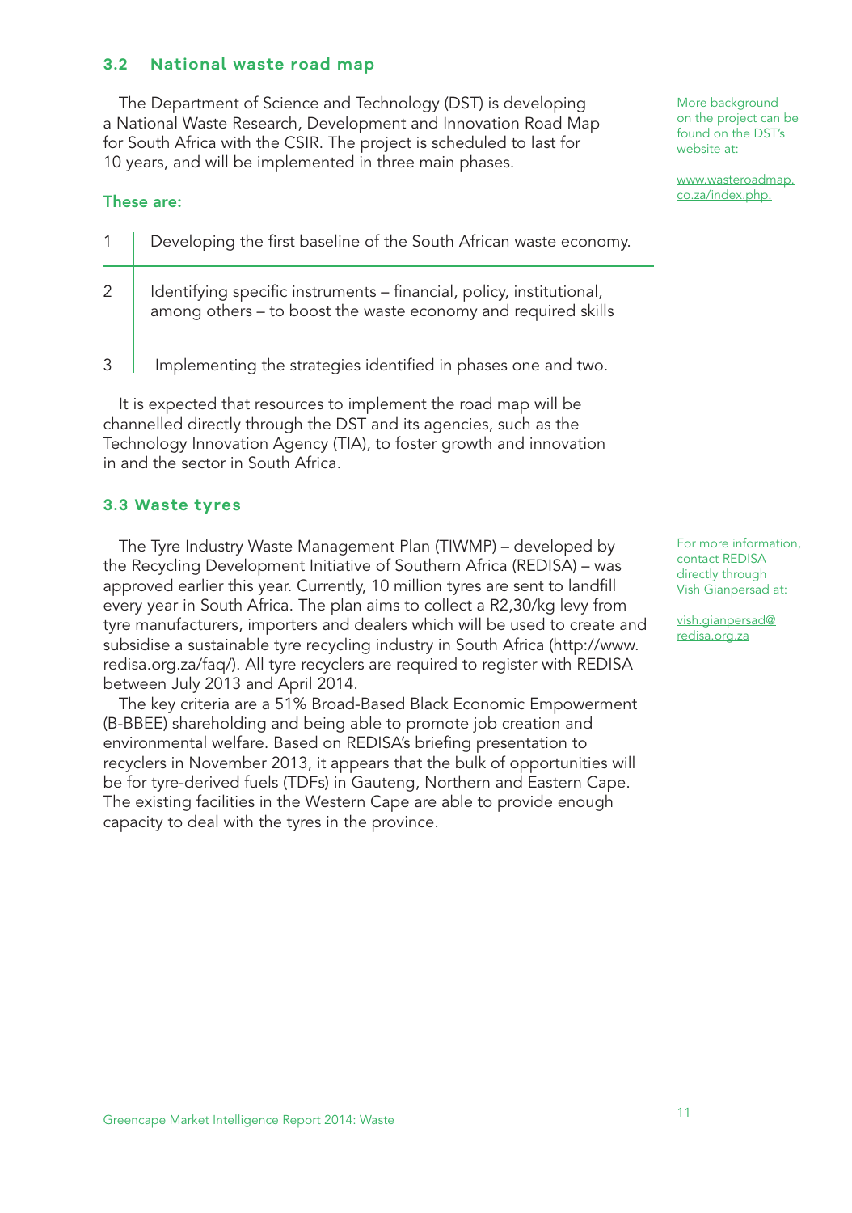## 3.2 National waste road map

The Department of Science and Technology (DST) is developing a National Waste Research, Development and Innovation Road Map for South Africa with the CSIR. The project is scheduled to last for 10 years, and will be implemented in three main phases.

More background on the project can be found on the DST's website at:

www.wasteroadmap.co.za/index.php.

**These are:**

| | |
|---|---|
| 1 | Developing the first baseline of the South African waste economy. |
| 2 | Identifying specific instruments – financial, policy, institutional, among others – to boost the waste economy and required skills |
| 3 | Implementing the strategies identified in phases one and two. |

It is expected that resources to implement the road map will be channelled directly through the DST and its agencies, such as the Technology Innovation Agency (TIA), to foster growth and innovation in and the sector in South Africa.

## 3.3 Waste tyres

The Tyre Industry Waste Management Plan (TIWMP) – developed by the Recycling Development Initiative of Southern Africa (REDISA) – was approved earlier this year. Currently, 10 million tyres are sent to landfill every year in South Africa. The plan aims to collect a R2,30/kg levy from tyre manufacturers, importers and dealers which will be used to create and subsidise a sustainable tyre recycling industry in South Africa (http://www.redisa.org.za/faq/). All tyre recyclers are required to register with REDISA between July 2013 and April 2014.

The key criteria are a 51% Broad-Based Black Economic Empowerment (B-BBEE) shareholding and being able to promote job creation and environmental welfare. Based on REDISA's briefing presentation to recyclers in November 2013, it appears that the bulk of opportunities will be for tyre-derived fuels (TDFs) in Gauteng, Northern and Eastern Cape. The existing facilities in the Western Cape are able to provide enough capacity to deal with the tyres in the province.

For more information, contact REDISA directly through Vish Gianpersad at:

vish.gianpersad@redisa.org.za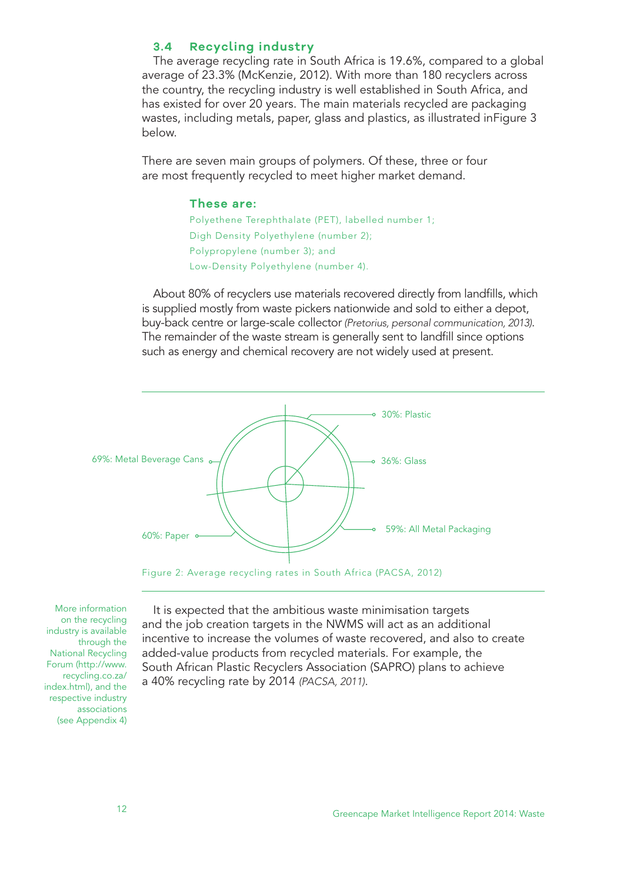### 3.4 Recycling industry

The average recycling rate in South Africa is 19.6%, compared to a global average of 23.3% (McKenzie, 2012). With more than 180 recyclers across the country, the recycling industry is well established in South Africa, and has existed for over 20 years. The main materials recycled are packaging wastes, including metals, paper, glass and plastics, as illustrated inFigure 3 below.

There are seven main groups of polymers. Of these, three or four are most frequently recycled to meet higher market demand.

**These are:**

Polyethene Terephthalate (PET), labelled number 1;
Digh Density Polyethylene (number 2);
Polypropylene (number 3); and
Low-Density Polyethylene (number 4).

About 80% of recyclers use materials recovered directly from landfills, which is supplied mostly from waste pickers nationwide and sold to either a depot, buy-back centre or large-scale collector *(Pretorius, personal communication, 2013)*. The remainder of the waste stream is generally sent to landfill since options such as energy and chemical recovery are not widely used at present.

30%: Plastic
36%: Glass
59%: All Metal Packaging
60%: Paper
69%: Metal Beverage Cans

Figure 2: Average recycling rates in South Africa (PACSA, 2012)

More information on the recycling industry is available through the National Recycling Forum (http://www.recycling.co.za/index.html), and the respective industry associations (see Appendix 4)

It is expected that the ambitious waste minimisation targets and the job creation targets in the NWMS will act as an additional incentive to increase the volumes of waste recovered, and also to create added-value products from recycled materials. For example, the South African Plastic Recyclers Association (SAPRO) plans to achieve a 40% recycling rate by 2014 *(PACSA, 2011)*.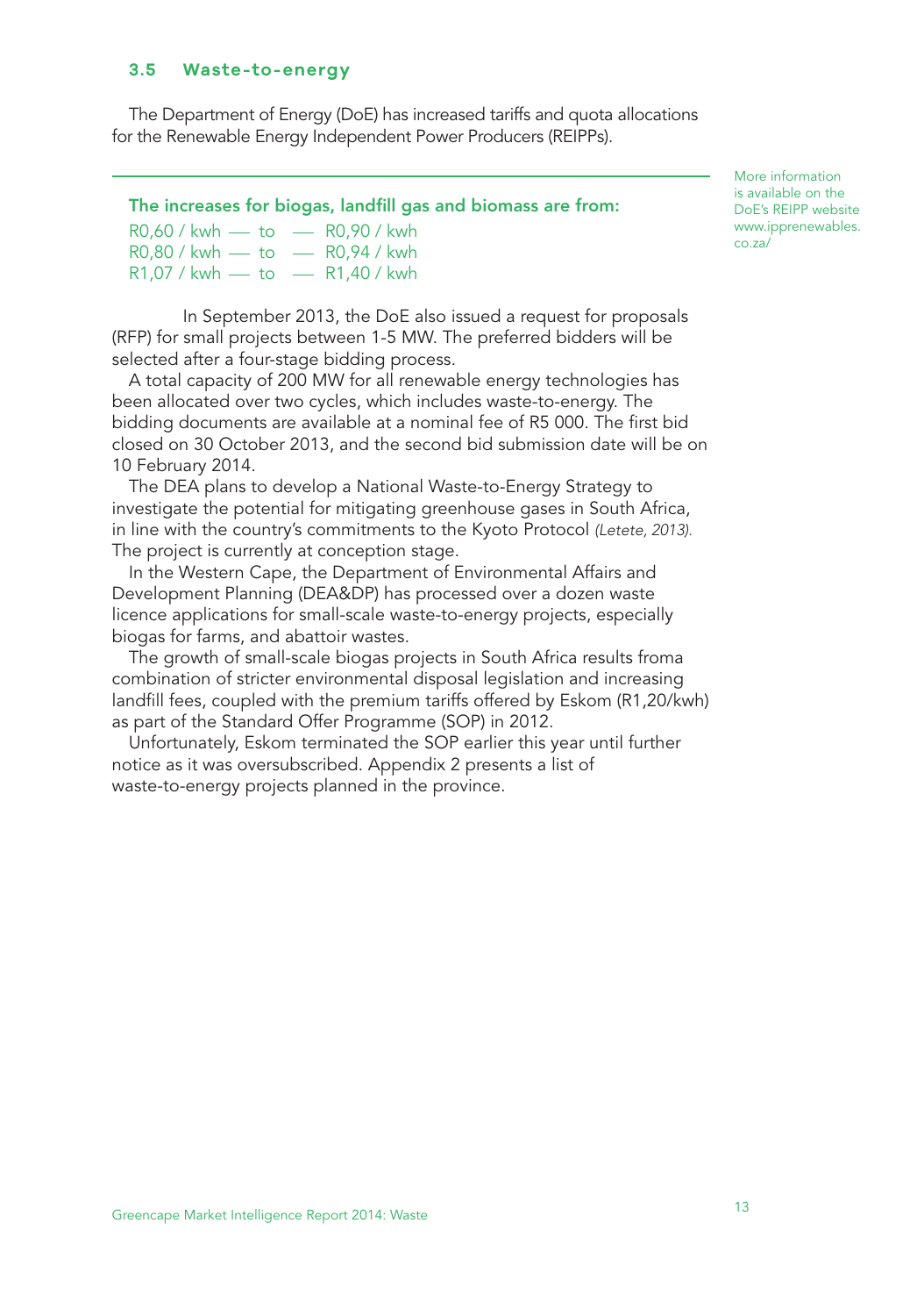### 3.5 Waste-to-energy

The Department of Energy (DoE) has increased tariffs and quota allocations for the Renewable Energy Independent Power Producers (REIPPs).

More information is available on the DoE's REIPP website www.ipprenewables.co.za/

**The increases for biogas, landfill gas and biomass are from:**

R0,60 / kwh — to — R0,90 / kwh
R0,80 / kwh — to — R0,94 / kwh
R1,07 / kwh — to — R1,40 / kwh

In September 2013, the DoE also issued a request for proposals (RFP) for small projects between 1-5 MW. The preferred bidders will be selected after a four-stage bidding process.

A total capacity of 200 MW for all renewable energy technologies has been allocated over two cycles, which includes waste-to-energy. The bidding documents are available at a nominal fee of R5 000. The first bid closed on 30 October 2013, and the second bid submission date will be on 10 February 2014.

The DEA plans to develop a National Waste-to-Energy Strategy to investigate the potential for mitigating greenhouse gases in South Africa, in line with the country's commitments to the Kyoto Protocol *(Letete, 2013)*. The project is currently at conception stage.

In the Western Cape, the Department of Environmental Affairs and Development Planning (DEA&DP) has processed over a dozen waste licence applications for small-scale waste-to-energy projects, especially biogas for farms, and abattoir wastes.

The growth of small-scale biogas projects in South Africa results froma combination of stricter environmental disposal legislation and increasing landfill fees, coupled with the premium tariffs offered by Eskom (R1,20/kwh) as part of the Standard Offer Programme (SOP) in 2012.

Unfortunately, Eskom terminated the SOP earlier this year until further notice as it was oversubscribed. Appendix 2 presents a list of waste-to-energy projects planned in the province.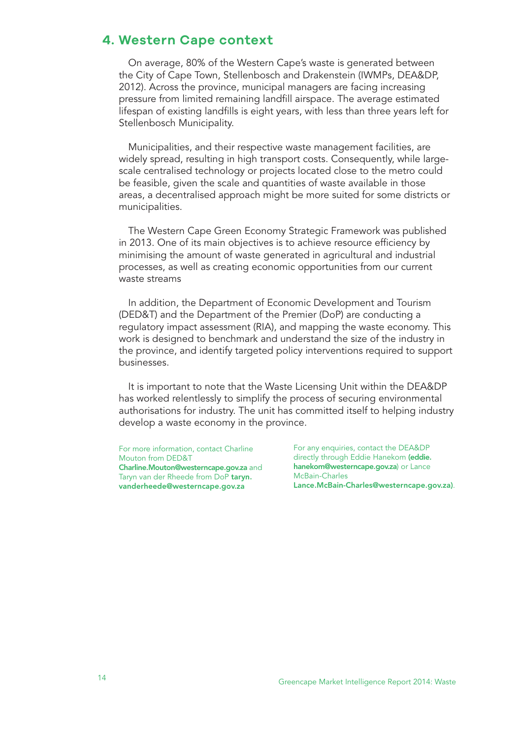## 4. Western Cape context

On average, 80% of the Western Cape's waste is generated between the City of Cape Town, Stellenbosch and Drakenstein (IWMPs, DEA&DP, 2012). Across the province, municipal managers are facing increasing pressure from limited remaining landfill airspace. The average estimated lifespan of existing landfills is eight years, with less than three years left for Stellenbosch Municipality.

Municipalities, and their respective waste management facilities, are widely spread, resulting in high transport costs. Consequently, while large-scale centralised technology or projects located close to the metro could be feasible, given the scale and quantities of waste available in those areas, a decentralised approach might be more suited for some districts or municipalities.

The Western Cape Green Economy Strategic Framework was published in 2013. One of its main objectives is to achieve resource efficiency by minimising the amount of waste generated in agricultural and industrial processes, as well as creating economic opportunities from our current waste streams

In addition, the Department of Economic Development and Tourism (DED&T) and the Department of the Premier (DoP) are conducting a regulatory impact assessment (RIA), and mapping the waste economy. This work is designed to benchmark and understand the size of the industry in the province, and identify targeted policy interventions required to support businesses.

It is important to note that the Waste Licensing Unit within the DEA&DP has worked relentlessly to simplify the process of securing environmental authorisations for industry. The unit has committed itself to helping industry develop a waste economy in the province.

For more information, contact Charline Mouton from DED&T **Charline.Mouton@westerncape.gov.za** and Taryn van der Rheede from DoP **taryn.vanderheede@westerncape.gov.za**

For any enquiries, contact the DEA&DP directly through Eddie Hanekom **(eddie.hanekom@westerncape.gov.za**) or Lance McBain-Charles **Lance.McBain-Charles@westerncape.gov.za)**.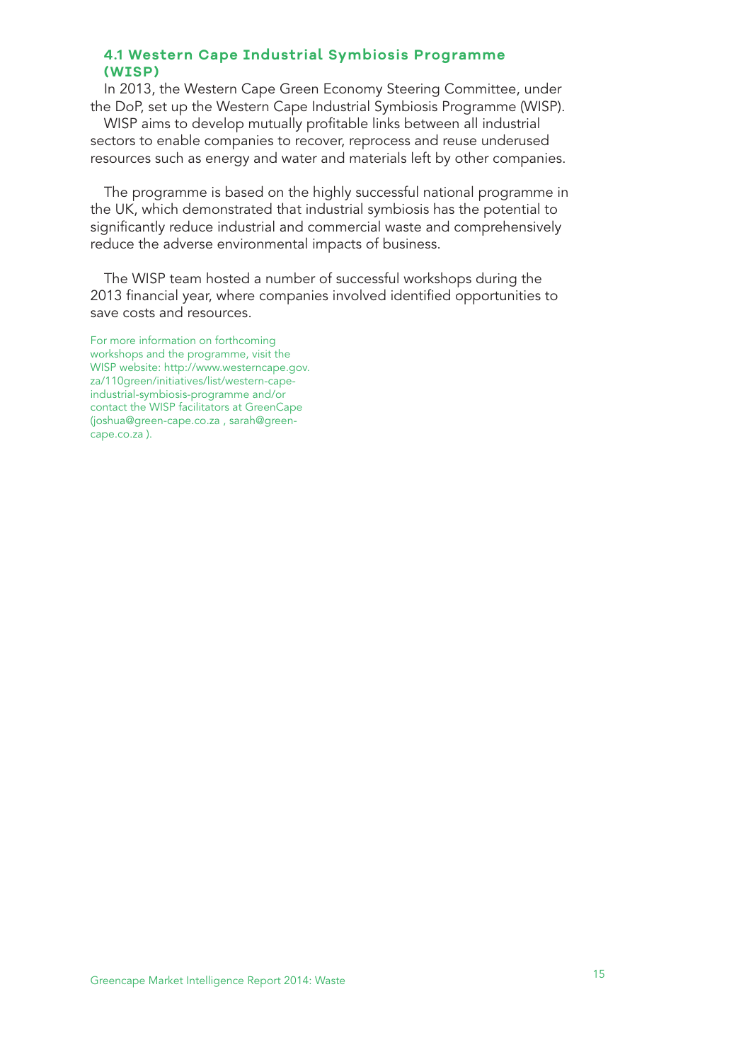## 4.1 Western Cape Industrial Symbiosis Programme (WISP)

In 2013, the Western Cape Green Economy Steering Committee, under the DoP, set up the Western Cape Industrial Symbiosis Programme (WISP).

WISP aims to develop mutually profitable links between all industrial sectors to enable companies to recover, reprocess and reuse underused resources such as energy and water and materials left by other companies.

The programme is based on the highly successful national programme in the UK, which demonstrated that industrial symbiosis has the potential to significantly reduce industrial and commercial waste and comprehensively reduce the adverse environmental impacts of business.

The WISP team hosted a number of successful workshops during the 2013 financial year, where companies involved identified opportunities to save costs and resources.

For more information on forthcoming workshops and the programme, visit the WISP website: http://www.westerncape.gov.za/110green/initiatives/list/western-cape-industrial-symbiosis-programme and/or contact the WISP facilitators at GreenCape (joshua@green-cape.co.za , sarah@green-cape.co.za ).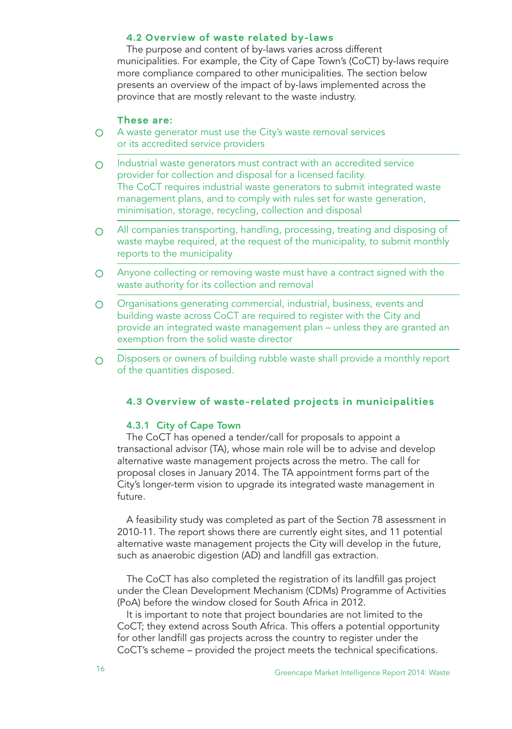## 4.2 Overview of waste related by-laws

The purpose and content of by-laws varies across different municipalities. For example, the City of Cape Town's (CoCT) by-laws require more compliance compared to other municipalities. The section below presents an overview of the impact of by-laws implemented across the province that are mostly relevant to the waste industry.

**These are:**

- A waste generator must use the City's waste removal services or its accredited service providers
- Industrial waste generators must contract with an accredited service provider for collection and disposal for a licensed facility. The CoCT requires industrial waste generators to submit integrated waste management plans, and to comply with rules set for waste generation, minimisation, storage, recycling, collection and disposal
- All companies transporting, handling, processing, treating and disposing of waste maybe required, at the request of the municipality, to submit monthly reports to the municipality
- Anyone collecting or removing waste must have a contract signed with the waste authority for its collection and removal
- Organisations generating commercial, industrial, business, events and building waste across CoCT are required to register with the City and provide an integrated waste management plan – unless they are granted an exemption from the solid waste director
- Disposers or owners of building rubble waste shall provide a monthly report of the quantities disposed.

## 4.3 Overview of waste-related projects in municipalities

### 4.3.1 City of Cape Town

The CoCT has opened a tender/call for proposals to appoint a transactional advisor (TA), whose main role will be to advise and develop alternative waste management projects across the metro. The call for proposal closes in January 2014. The TA appointment forms part of the City's longer-term vision to upgrade its integrated waste management in future.

A feasibility study was completed as part of the Section 78 assessment in 2010-11. The report shows there are currently eight sites, and 11 potential alternative waste management projects the City will develop in the future, such as anaerobic digestion (AD) and landfill gas extraction.

The CoCT has also completed the registration of its landfill gas project under the Clean Development Mechanism (CDMs) Programme of Activities (PoA) before the window closed for South Africa in 2012.

It is important to note that project boundaries are not limited to the CoCT; they extend across South Africa. This offers a potential opportunity for other landfill gas projects across the country to register under the CoCT's scheme – provided the project meets the technical specifications.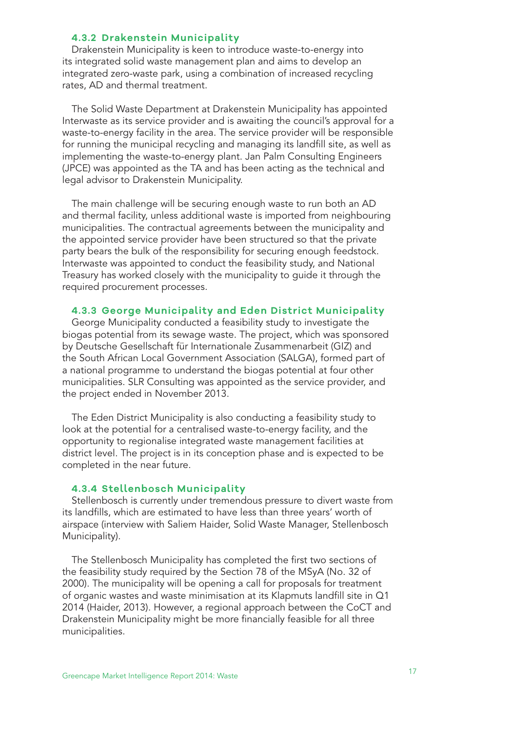### 4.3.2 Drakenstein Municipality

Drakenstein Municipality is keen to introduce waste-to-energy into its integrated solid waste management plan and aims to develop an integrated zero-waste park, using a combination of increased recycling rates, AD and thermal treatment.

The Solid Waste Department at Drakenstein Municipality has appointed Interwaste as its service provider and is awaiting the council's approval for a waste-to-energy facility in the area. The service provider will be responsible for running the municipal recycling and managing its landfill site, as well as implementing the waste-to-energy plant. Jan Palm Consulting Engineers (JPCE) was appointed as the TA and has been acting as the technical and legal advisor to Drakenstein Municipality.

The main challenge will be securing enough waste to run both an AD and thermal facility, unless additional waste is imported from neighbouring municipalities. The contractual agreements between the municipality and the appointed service provider have been structured so that the private party bears the bulk of the responsibility for securing enough feedstock. Interwaste was appointed to conduct the feasibility study, and National Treasury has worked closely with the municipality to guide it through the required procurement processes.

### 4.3.3 George Municipality and Eden District Municipality

George Municipality conducted a feasibility study to investigate the biogas potential from its sewage waste. The project, which was sponsored by Deutsche Gesellschaft für Internationale Zusammenarbeit (GIZ) and the South African Local Government Association (SALGA), formed part of a national programme to understand the biogas potential at four other municipalities. SLR Consulting was appointed as the service provider, and the project ended in November 2013.

The Eden District Municipality is also conducting a feasibility study to look at the potential for a centralised waste-to-energy facility, and the opportunity to regionalise integrated waste management facilities at district level. The project is in its conception phase and is expected to be completed in the near future.

### 4.3.4 Stellenbosch Municipality

Stellenbosch is currently under tremendous pressure to divert waste from its landfills, which are estimated to have less than three years' worth of airspace (interview with Saliem Haider, Solid Waste Manager, Stellenbosch Municipality).

The Stellenbosch Municipality has completed the first two sections of the feasibility study required by the Section 78 of the MSyA (No. 32 of 2000). The municipality will be opening a call for proposals for treatment of organic wastes and waste minimisation at its Klapmuts landfill site in Q1 2014 (Haider, 2013). However, a regional approach between the CoCT and Drakenstein Municipality might be more financially feasible for all three municipalities.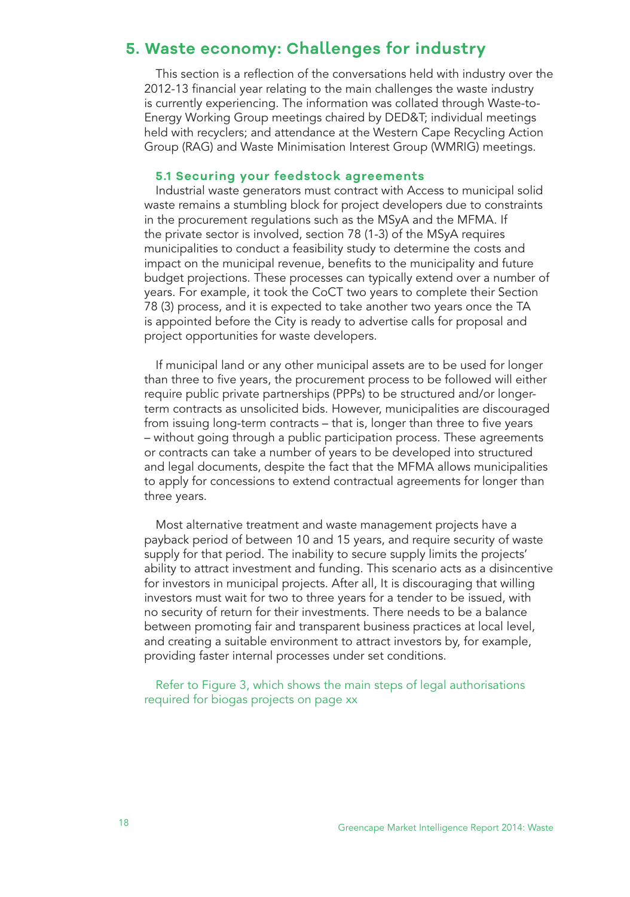# 5. Waste economy: Challenges for industry

This section is a reflection of the conversations held with industry over the 2012-13 financial year relating to the main challenges the waste industry is currently experiencing. The information was collated through Waste-to-Energy Working Group meetings chaired by DED&T; individual meetings held with recyclers; and attendance at the Western Cape Recycling Action Group (RAG) and Waste Minimisation Interest Group (WMRIG) meetings.

## 5.1 Securing your feedstock agreements

Industrial waste generators must contract with Access to municipal solid waste remains a stumbling block for project developers due to constraints in the procurement regulations such as the MSyA and the MFMA. If the private sector is involved, section 78 (1-3) of the MSyA requires municipalities to conduct a feasibility study to determine the costs and impact on the municipal revenue, benefits to the municipality and future budget projections. These processes can typically extend over a number of years. For example, it took the CoCT two years to complete their Section 78 (3) process, and it is expected to take another two years once the TA is appointed before the City is ready to advertise calls for proposal and project opportunities for waste developers.

If municipal land or any other municipal assets are to be used for longer than three to five years, the procurement process to be followed will either require public private partnerships (PPPs) to be structured and/or longer-term contracts as unsolicited bids. However, municipalities are discouraged from issuing long-term contracts – that is, longer than three to five years – without going through a public participation process. These agreements or contracts can take a number of years to be developed into structured and legal documents, despite the fact that the MFMA allows municipalities to apply for concessions to extend contractual agreements for longer than three years.

Most alternative treatment and waste management projects have a payback period of between 10 and 15 years, and require security of waste supply for that period. The inability to secure supply limits the projects' ability to attract investment and funding. This scenario acts as a disincentive for investors in municipal projects. After all, It is discouraging that willing investors must wait for two to three years for a tender to be issued, with no security of return for their investments. There needs to be a balance between promoting fair and transparent business practices at local level, and creating a suitable environment to attract investors by, for example, providing faster internal processes under set conditions.

Refer to Figure 3, which shows the main steps of legal authorisations required for biogas projects on page xx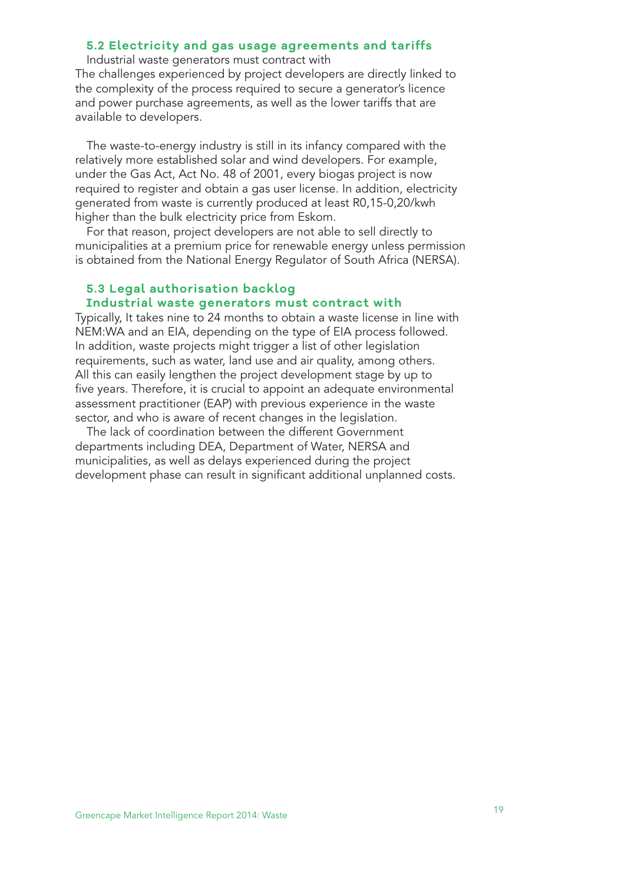### 5.2 Electricity and gas usage agreements and tariffs

Industrial waste generators must contract with

The challenges experienced by project developers are directly linked to the complexity of the process required to secure a generator's licence and power purchase agreements, as well as the lower tariffs that are available to developers.

The waste-to-energy industry is still in its infancy compared with the relatively more established solar and wind developers. For example, under the Gas Act, Act No. 48 of 2001, every biogas project is now required to register and obtain a gas user license. In addition, electricity generated from waste is currently produced at least R0,15-0,20/kwh higher than the bulk electricity price from Eskom.

For that reason, project developers are not able to sell directly to municipalities at a premium price for renewable energy unless permission is obtained from the National Energy Regulator of South Africa (NERSA).

### 5.3 Legal authorisation backlog

**Industrial waste generators must contract with**

Typically, It takes nine to 24 months to obtain a waste license in line with NEM:WA and an EIA, depending on the type of EIA process followed. In addition, waste projects might trigger a list of other legislation requirements, such as water, land use and air quality, among others. All this can easily lengthen the project development stage by up to five years. Therefore, it is crucial to appoint an adequate environmental assessment practitioner (EAP) with previous experience in the waste sector, and who is aware of recent changes in the legislation.

The lack of coordination between the different Government departments including DEA, Department of Water, NERSA and municipalities, as well as delays experienced during the project development phase can result in significant additional unplanned costs.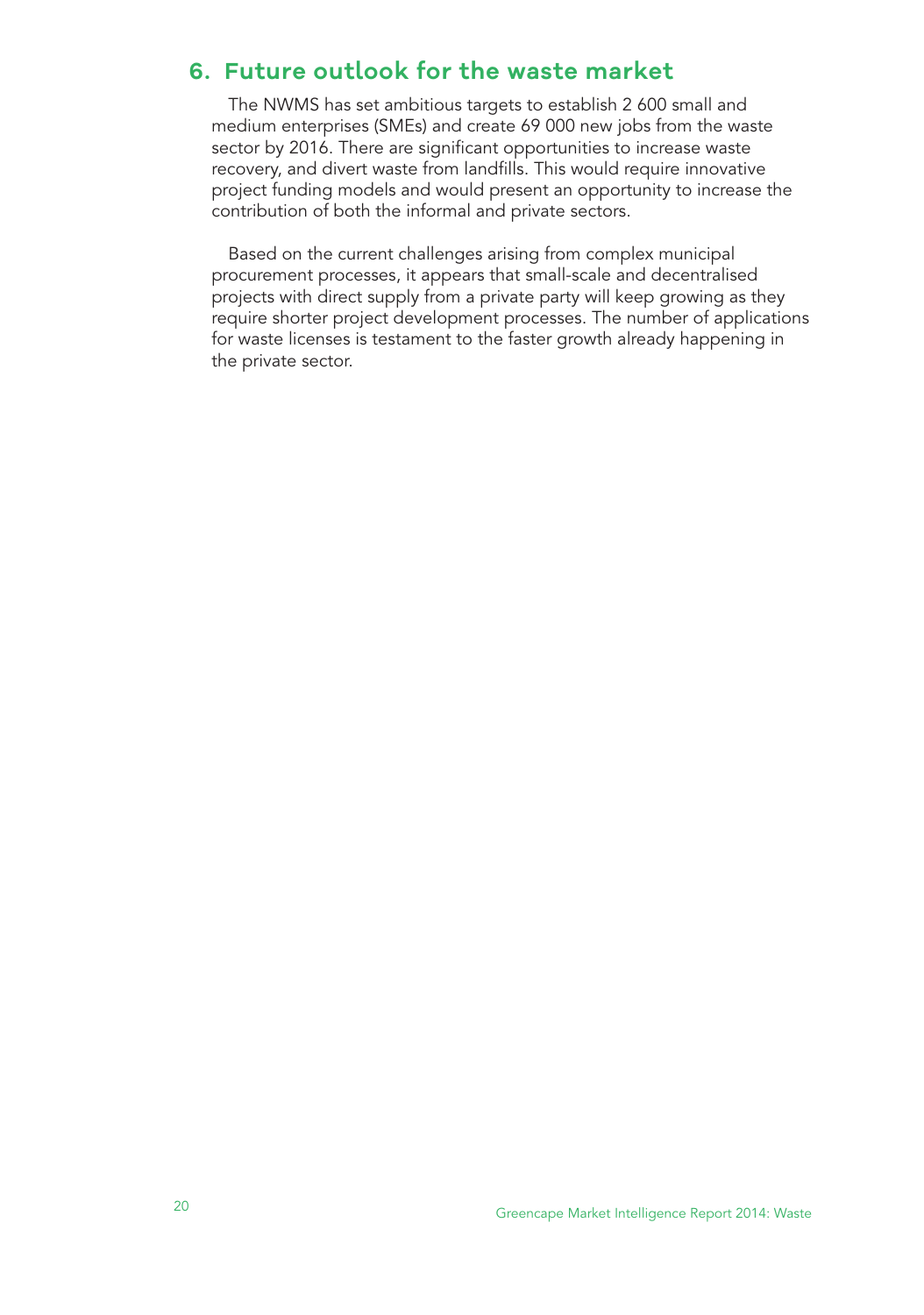## 6. Future outlook for the waste market

The NWMS has set ambitious targets to establish 2 600 small and medium enterprises (SMEs) and create 69 000 new jobs from the waste sector by 2016. There are significant opportunities to increase waste recovery, and divert waste from landfills. This would require innovative project funding models and would present an opportunity to increase the contribution of both the informal and private sectors.

Based on the current challenges arising from complex municipal procurement processes, it appears that small-scale and decentralised projects with direct supply from a private party will keep growing as they require shorter project development processes. The number of applications for waste licenses is testament to the faster growth already happening in the private sector.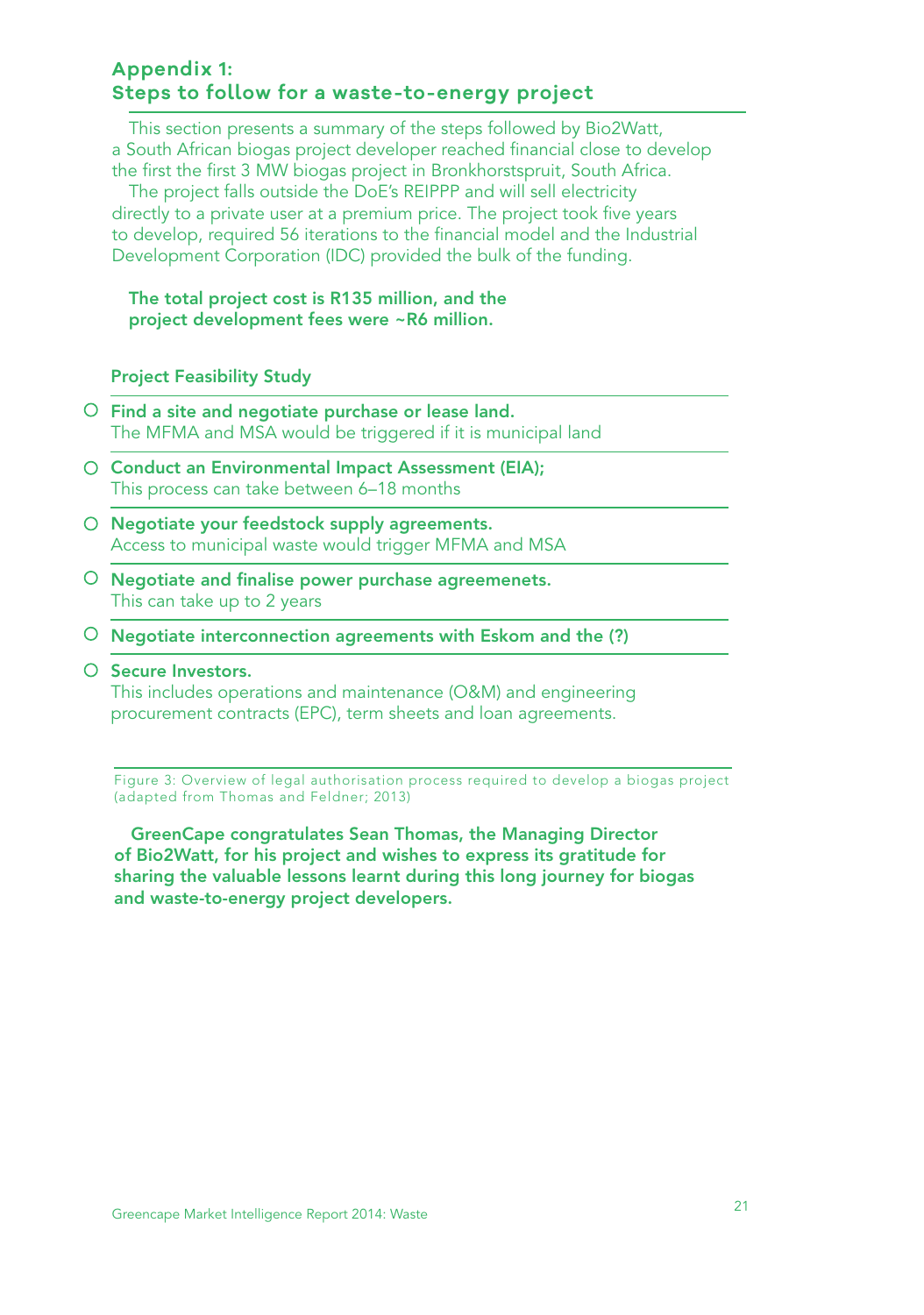## Appendix 1:
## Steps to follow for a waste-to-energy project

This section presents a summary of the steps followed by Bio2Watt, a South African biogas project developer reached financial close to develop the first the first 3 MW biogas project in Bronkhorstspruit, South Africa.

The project falls outside the DoE's REIPPP and will sell electricity directly to a private user at a premium price. The project took five years to develop, required 56 iterations to the financial model and the Industrial Development Corporation (IDC) provided the bulk of the funding.

**The total project cost is R135 million, and the project development fees were ~R6 million.**

**Project Feasibility Study**

- **Find a site and negotiate purchase or lease land.**
  The MFMA and MSA would be triggered if it is municipal land
- **Conduct an Environmental Impact Assessment (EIA);**
  This process can take between 6–18 months
- **Negotiate your feedstock supply agreements.**
  Access to municipal waste would trigger MFMA and MSA
- **Negotiate and finalise power purchase agreemenets.**
  This can take up to 2 years
- **Negotiate interconnection agreements with Eskom and the (?)**
- **Secure Investors.**
  This includes operations and maintenance (O&M) and engineering procurement contracts (EPC), term sheets and loan agreements.

Figure 3: Overview of legal authorisation process required to develop a biogas project (adapted from Thomas and Feldner; 2013)

**GreenCape congratulates Sean Thomas, the Managing Director of Bio2Watt, for his project and wishes to express its gratitude for sharing the valuable lessons learnt during this long journey for biogas and waste-to-energy project developers.**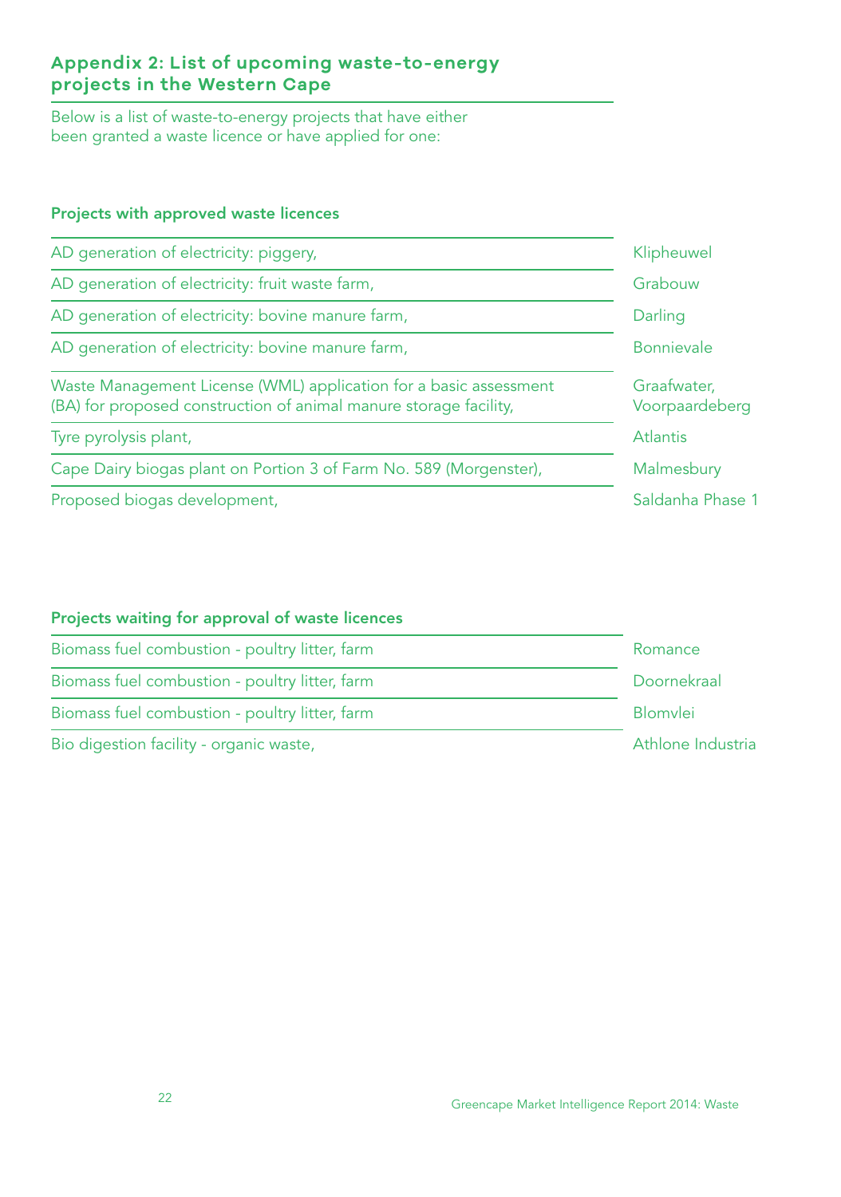## Appendix 2: List of upcoming waste-to-energy projects in the Western Cape

Below is a list of waste-to-energy projects that have either been granted a waste licence or have applied for one:

### Projects with approved waste licences

| | |
|---|---|
| AD generation of electricity: piggery, | Klipheuwel |
| AD generation of electricity: fruit waste farm, | Grabouw |
| AD generation of electricity: bovine manure farm, | Darling |
| AD generation of electricity: bovine manure farm, | Bonnievale |
| Waste Management License (WML) application for a basic assessment (BA) for proposed construction of animal manure storage facility, | Graafwater, Voorpaardeberg |
| Tyre pyrolysis plant, | Atlantis |
| Cape Dairy biogas plant on Portion 3 of Farm No. 589 (Morgenster), | Malmesbury |
| Proposed biogas development, | Saldanha Phase 1 |

### Projects waiting for approval of waste licences

| | |
|---|---|
| Biomass fuel combustion - poultry litter, farm | Romance |
| Biomass fuel combustion - poultry litter, farm | Doornekraal |
| Biomass fuel combustion - poultry litter, farm | Blomvlei |
| Bio digestion facility - organic waste, | Athlone Industria |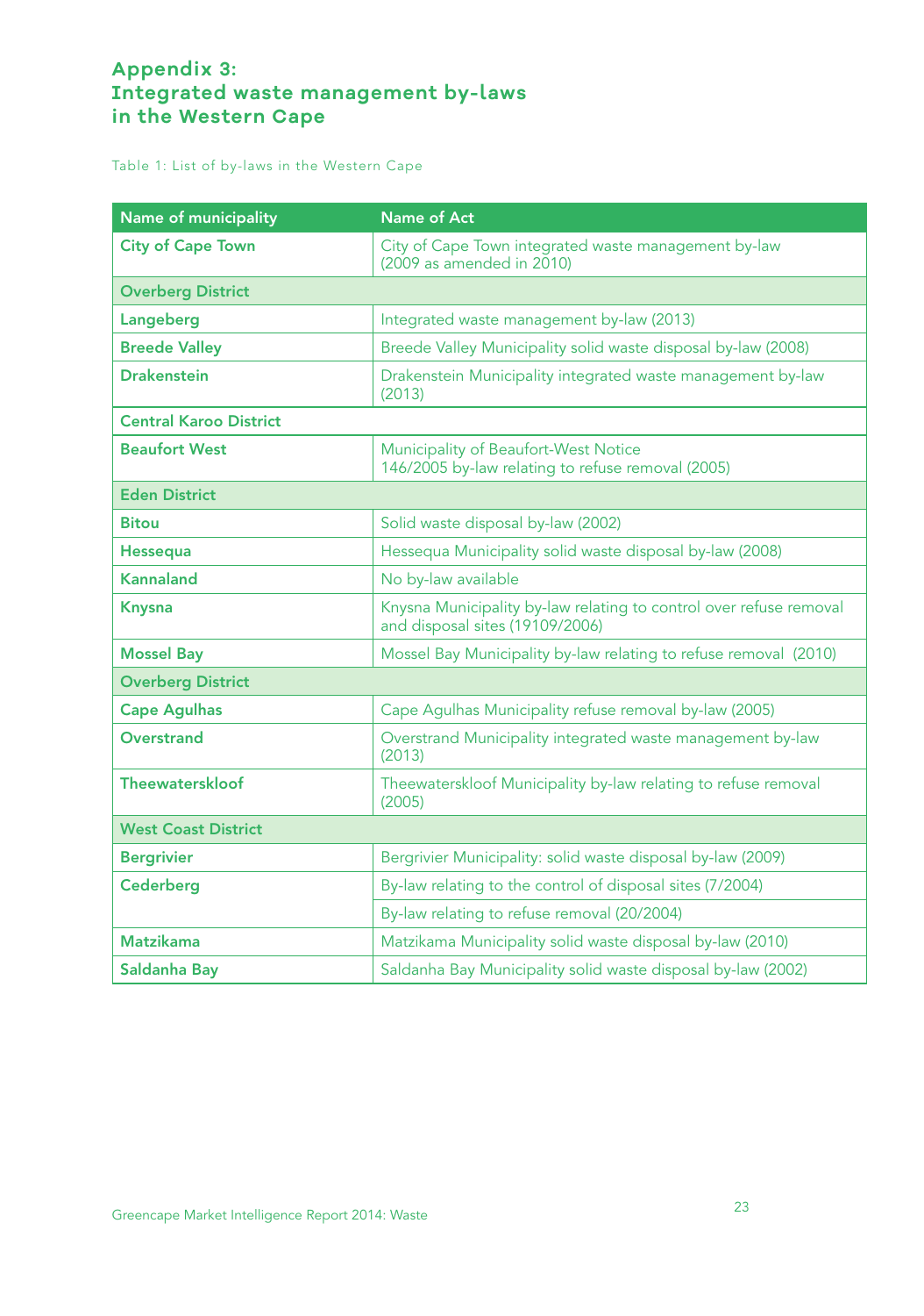# Appendix 3: Integrated waste management by-laws in the Western Cape

Table 1: List of by-laws in the Western Cape

| Name of municipality | Name of Act |
|---|---|
| **City of Cape Town** | City of Cape Town integrated waste management by-law (2009 as amended in 2010) |
| **Overberg District** | |
| **Langeberg** | Integrated waste management by-law (2013) |
| **Breede Valley** | Breede Valley Municipality solid waste disposal by-law (2008) |
| **Drakenstein** | Drakenstein Municipality integrated waste management by-law (2013) |
| **Central Karoo District** | |
| **Beaufort West** | Municipality of Beaufort-West Notice 146/2005 by-law relating to refuse removal (2005) |
| **Eden District** | |
| **Bitou** | Solid waste disposal by-law (2002) |
| **Hessequa** | Hessequa Municipality solid waste disposal by-law (2008) |
| **Kannaland** | No by-law available |
| **Knysna** | Knysna Municipality by-law relating to control over refuse removal and disposal sites (19109/2006) |
| **Mossel Bay** | Mossel Bay Municipality by-law relating to refuse removal (2010) |
| **Overberg District** | |
| **Cape Agulhas** | Cape Agulhas Municipality refuse removal by-law (2005) |
| **Overstrand** | Overstrand Municipality integrated waste management by-law (2013) |
| **Theewaterskloof** | Theewaterskloof Municipality by-law relating to refuse removal (2005) |
| **West Coast District** | |
| **Bergrivier** | Bergrivier Municipality: solid waste disposal by-law (2009) |
| **Cederberg** | By-law relating to the control of disposal sites (7/2004) |
| | By-law relating to refuse removal (20/2004) |
| **Matzikama** | Matzikama Municipality solid waste disposal by-law (2010) |
| **Saldanha Bay** | Saldanha Bay Municipality solid waste disposal by-law (2002) |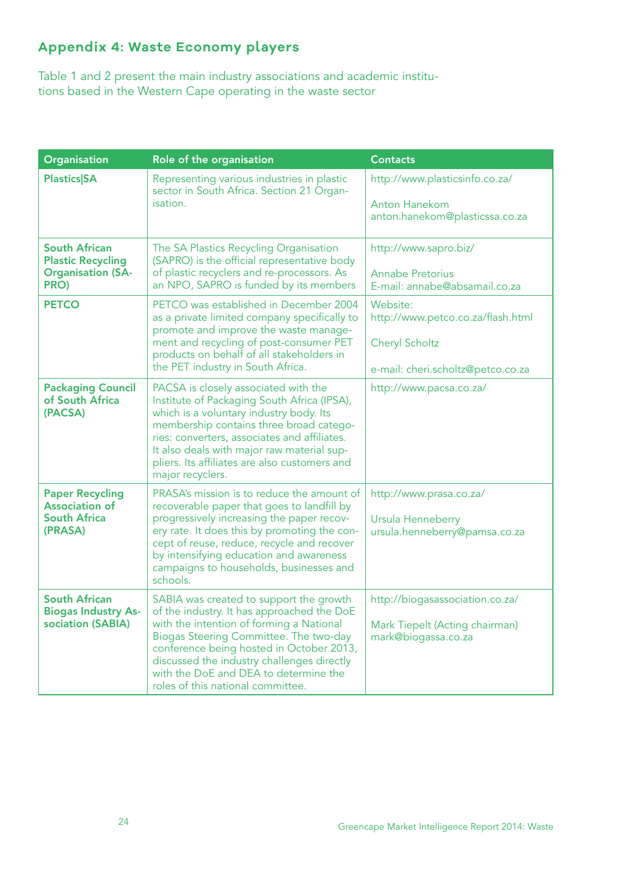## Appendix 4: Waste Economy players

Table 1 and 2 present the main industry associations and academic institutions based in the Western Cape operating in the waste sector

| Organisation | Role of the organisation | Contacts |
|---|---|---|
| **Plastics\|SA** | Representing various industries in plastic sector in South Africa. Section 21 Organisation. | http://www.plasticsinfo.co.za/<br><br>Anton Hanekom<br>anton.hanekom@plasticssa.co.za |
| **South African Plastic Recycling Organisation (SAPRO)** | The SA Plastics Recycling Organisation (SAPRO) is the official representative body of plastic recyclers and re-processors. As an NPO, SAPRO is funded by its members | http://www.sapro.biz/<br><br>Annabe Pretorius<br>E-mail: annabe@absamail.co.za |
| **PETCO** | PETCO was established in December 2004 as a private limited company specifically to promote and improve the waste management and recycling of post-consumer PET products on behalf of all stakeholders in the PET industry in South Africa. | Website:<br>http://www.petco.co.za/flash.html<br><br>Cheryl Scholtz<br><br>e-mail: cheri.scholtz@petco.co.za |
| **Packaging Council of South Africa (PACSA)** | PACSA is closely associated with the Institute of Packaging South Africa (IPSA), which is a voluntary industry body. Its membership contains three broad categories: converters, associates and affiliates. It also deals with major raw material suppliers. Its affiliates are also customers and major recyclers. | http://www.pacsa.co.za/ |
| **Paper Recycling Association of South Africa (PRASA)** | PRASA's mission is to reduce the amount of recoverable paper that goes to landfill by progressively increasing the paper recovery rate. It does this by promoting the concept of reuse, reduce, recycle and recover by intensifying education and awareness campaigns to households, businesses and schools. | http://www.prasa.co.za/<br><br>Ursula Henneberry<br>ursula.henneberry@pamsa.co.za |
| **South African Biogas Industry Association (SABIA)** | SABIA was created to support the growth of the industry. It has approached the DoE with the intention of forming a National Biogas Steering Committee. The two-day conference being hosted in October 2013, discussed the industry challenges directly with the DoE and DEA to determine the roles of this national committee. | http://biogasassociation.co.za/<br><br>Mark Tiepelt (Acting chairman)<br>mark@biogassa.co.za |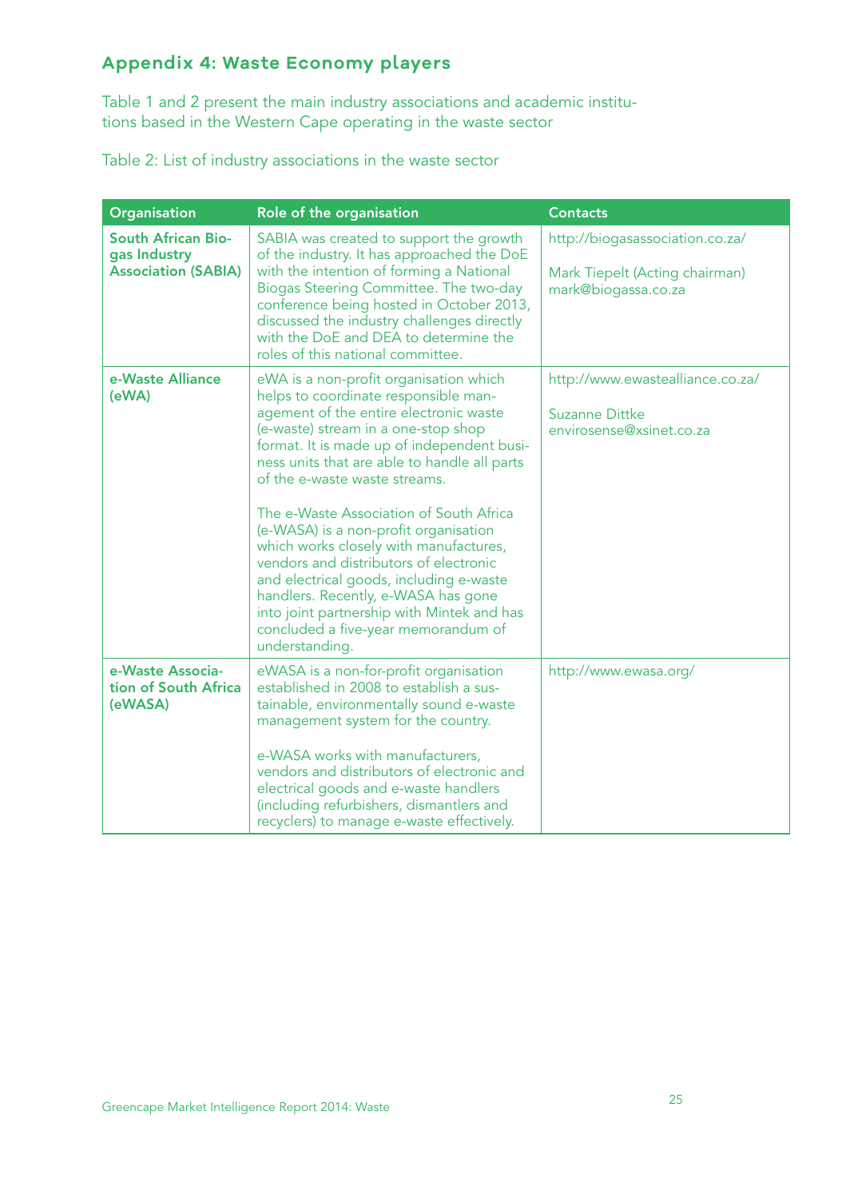## Appendix 4: Waste Economy players

Table 1 and 2 present the main industry associations and academic institutions based in the Western Cape operating in the waste sector

Table 2: List of industry associations in the waste sector

| Organisation | Role of the organisation | Contacts |
|---|---|---|
| **South African Biogas Industry Association (SABIA)** | SABIA was created to support the growth of the industry. It has approached the DoE with the intention of forming a National Biogas Steering Committee. The two-day conference being hosted in October 2013, discussed the industry challenges directly with the DoE and DEA to determine the roles of this national committee. | http://biogasassociation.co.za/<br><br>Mark Tiepelt (Acting chairman)<br>mark@biogassa.co.za |
| **e-Waste Alliance (eWA)** | eWA is a non-profit organisation which helps to coordinate responsible management of the entire electronic waste (e-waste) stream in a one-stop shop format. It is made up of independent business units that are able to handle all parts of the e-waste waste streams.<br><br>The e-Waste Association of South Africa (e-WASA) is a non-profit organisation which works closely with manufactures, vendors and distributors of electronic and electrical goods, including e-waste handlers. Recently, e-WASA has gone into joint partnership with Mintek and has concluded a five-year memorandum of understanding. | http://www.ewastealliance.co.za/<br><br>Suzanne Dittke<br>envirosense@xsinet.co.za |
| **e-Waste Association of South Africa (eWASA)** | eWASA is a non-for-profit organisation established in 2008 to establish a sustainable, environmentally sound e-waste management system for the country.<br><br>e-WASA works with manufacturers, vendors and distributors of electronic and electrical goods and e-waste handlers (including refurbishers, dismantlers and recyclers) to manage e-waste effectively. | http://www.ewasa.org/ |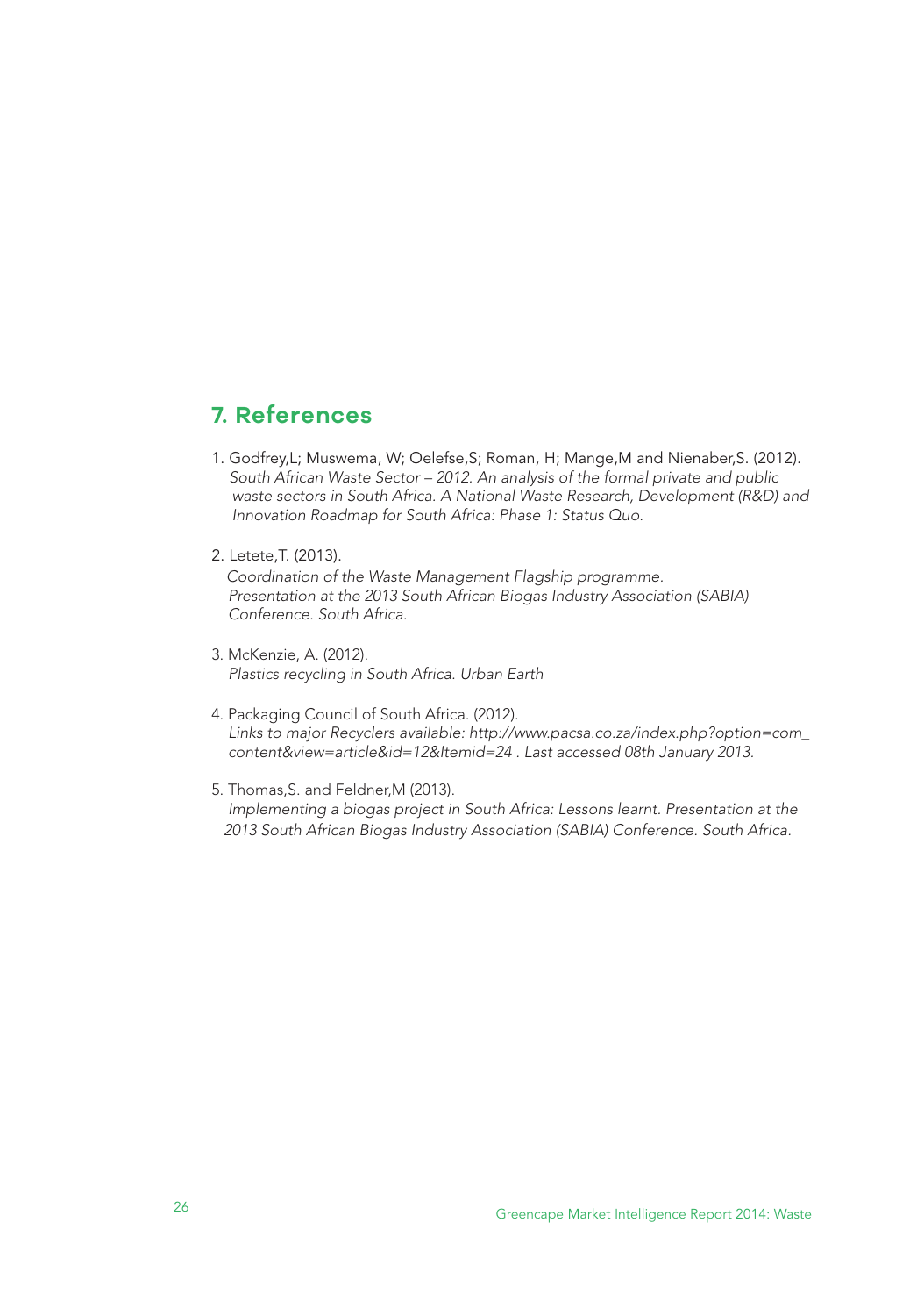## 7. References

1. Godfrey,L; Muswema, W; Oelefse,S; Roman, H; Mange,M and Nienaber,S. (2012).
   *South African Waste Sector – 2012. An analysis of the formal private and public waste sectors in South Africa. A National Waste Research, Development (R&D) and Innovation Roadmap for South Africa: Phase 1: Status Quo.*

2. Letete,T. (2013).
   *Coordination of the Waste Management Flagship programme. Presentation at the 2013 South African Biogas Industry Association (SABIA) Conference. South Africa.*

3. McKenzie, A. (2012).
   *Plastics recycling in South Africa. Urban Earth*

4. Packaging Council of South Africa. (2012).
   *Links to major Recyclers available: http://www.pacsa.co.za/index.php?option=com_content&view=article&id=12&Itemid=24 . Last accessed 08th January 2013.*

5. Thomas,S. and Feldner,M (2013).
   *Implementing a biogas project in South Africa: Lessons learnt. Presentation at the 2013 South African Biogas Industry Association (SABIA) Conference. South Africa.*